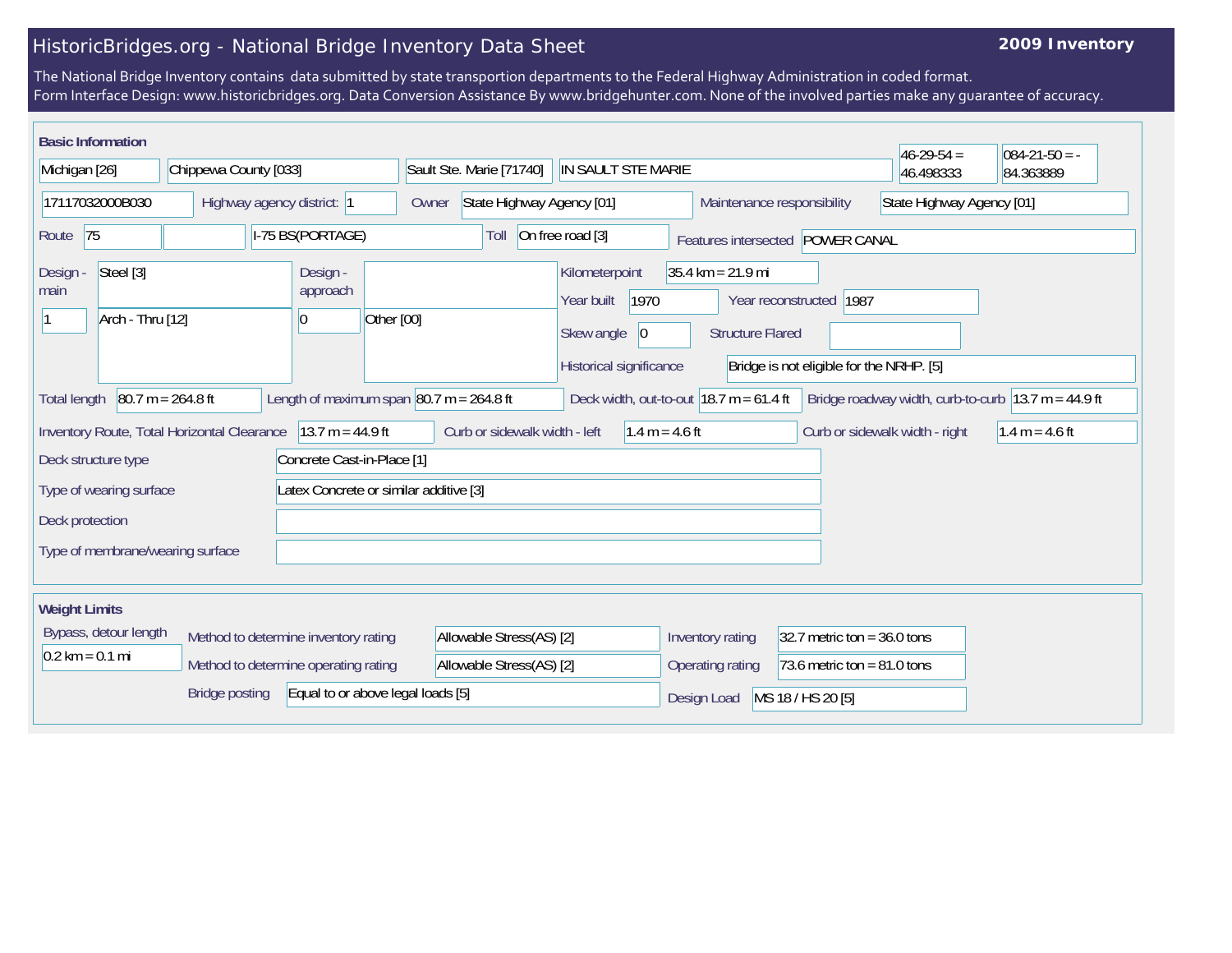# HistoricBridges.org - National Bridge Inventory Data Sheet

**2009 Inventory**

The National Bridge Inventory contains data submitted by state transportion departments to the Federal Highway Administration in coded format.
Form Interface Design: www.historicbridges.org. Data Conversion Assistance By www.bridgehunter.com. None of the involved parties make any guarantee of accuracy.

## Basic Information

| | |
|---|---|
| State | Michigan [26] |
| County | Chippewa County [033] |
| Place | Sault Ste. Marie [71740] |
| Location | IN SAULT STE MARIE |
| Latitude | 46-29-54 = 46.498333 |
| Longitude | 084-21-50 = -84.363889 |
| Structure Number | 17117032000B030 |
| Highway agency district | 1 |
| Owner | State Highway Agency [01] |
| Maintenance responsibility | State Highway Agency [01] |
| Route | 75 |
| Facility carried | I-75 BS(PORTAGE) |
| Toll | On free road [3] |
| Features intersected | POWER CANAL |
| Design - main | Steel [3] |
| | 1 — Arch - Thru [12] |
| Design - approach | |
| | 0 — Other [00] |
| Kilometerpoint | 35.4 km = 21.9 mi |
| Year built | 1970 |
| Year reconstructed | 1987 |
| Skew angle | 0 |
| Structure Flared | |
| Historical significance | Bridge is not eligible for the NRHP. [5] |
| Total length | 80.7 m = 264.8 ft |
| Length of maximum span | 80.7 m = 264.8 ft |
| Deck width, out-to-out | 18.7 m = 61.4 ft |
| Bridge roadway width, curb-to-curb | 13.7 m = 44.9 ft |
| Inventory Route, Total Horizontal Clearance | 13.7 m = 44.9 ft |
| Curb or sidewalk width - left | 1.4 m = 4.6 ft |
| Curb or sidewalk width - right | 1.4 m = 4.6 ft |
| Deck structure type | Concrete Cast-in-Place [1] |
| Type of wearing surface | Latex Concrete or similar additive [3] |
| Deck protection | |
| Type of membrane/wearing surface | |

## Weight Limits

| | |
|---|---|
| Bypass, detour length | 0.2 km = 0.1 mi |
| Method to determine inventory rating | Allowable Stress(AS) [2] |
| Method to determine operating rating | Allowable Stress(AS) [2] |
| Bridge posting | Equal to or above legal loads [5] |
| Inventory rating | 32.7 metric ton = 36.0 tons |
| Operating rating | 73.6 metric ton = 81.0 tons |
| Design Load | MS 18 / HS 20 [5] |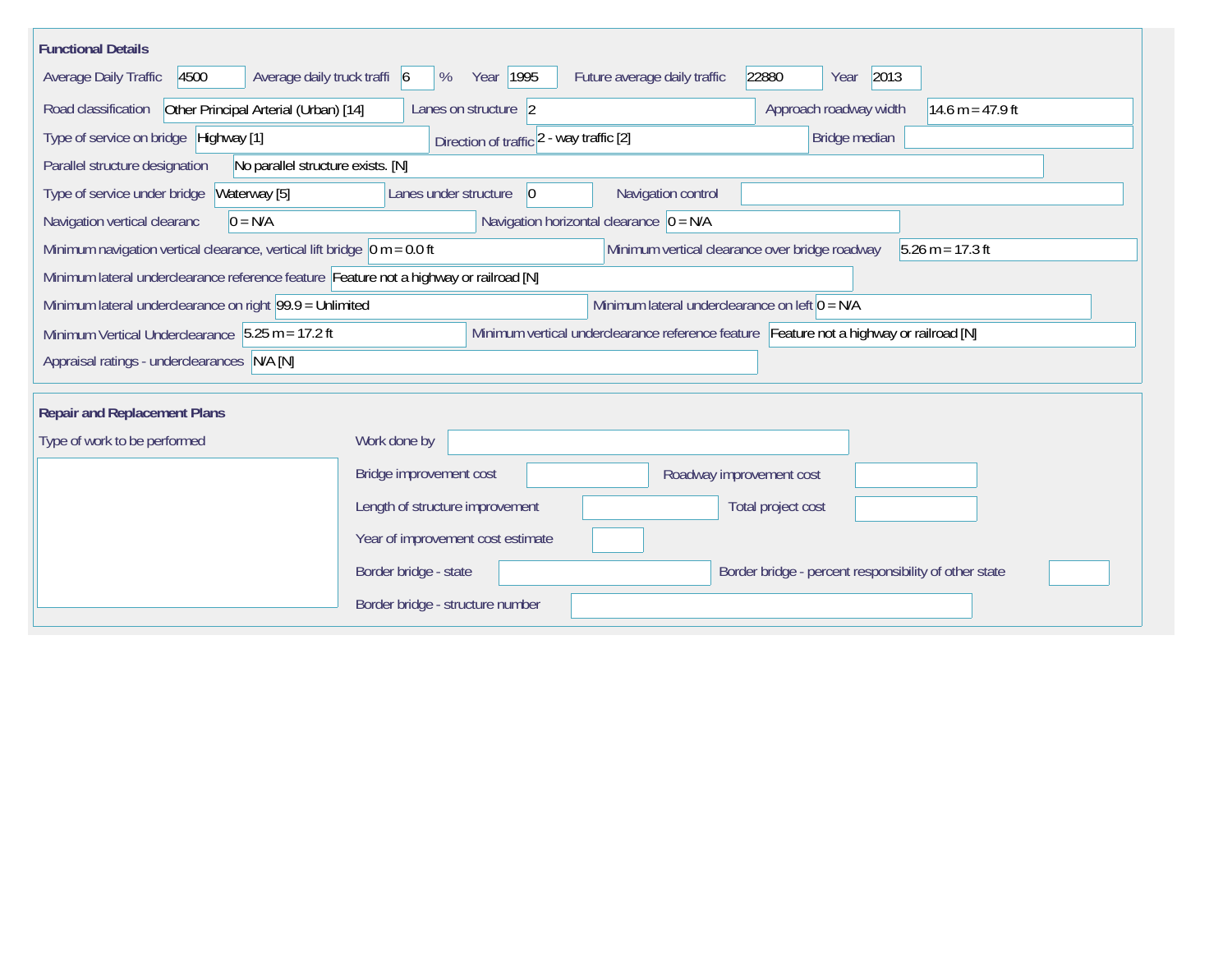## Functional Details

| Field | Value |
|---|---|
| Average Daily Traffic | 4500 |
| Average daily truck traffi | 6 % |
| Year | 1995 |
| Future average daily traffic | 22880 |
| Year | 2013 |
| Road classification | Other Principal Arterial (Urban) [14] |
| Lanes on structure | 2 |
| Approach roadway width | 14.6 m = 47.9 ft |
| Type of service on bridge | Highway [1] |
| Direction of traffic | 2 - way traffic [2] |
| Bridge median | |
| Parallel structure designation | No parallel structure exists. [N] |
| Type of service under bridge | Waterway [5] |
| Lanes under structure | 0 |
| Navigation control | |
| Navigation vertical clearanc | 0 = N/A |
| Navigation horizontal clearance | 0 = N/A |
| Minimum navigation vertical clearance, vertical lift bridge | 0 m = 0.0 ft |
| Minimum vertical clearance over bridge roadway | 5.26 m = 17.3 ft |
| Minimum lateral underclearance reference feature | Feature not a highway or railroad [N] |
| Minimum lateral underclearance on right | 99.9 = Unlimited |
| Minimum lateral underclearance on left | 0 = N/A |
| Minimum Vertical Underclearance | 5.25 m = 17.2 ft |
| Minimum vertical underclearance reference feature | Feature not a highway or railroad [N] |
| Appraisal ratings - underclearances | N/A [N] |

## Repair and Replacement Plans

| Field | Value |
|---|---|
| Type of work to be performed | |
| Work done by | |
| Bridge improvement cost | |
| Roadway improvement cost | |
| Length of structure improvement | |
| Total project cost | |
| Year of improvement cost estimate | |
| Border bridge - state | |
| Border bridge - percent responsibility of other state | |
| Border bridge - structure number | |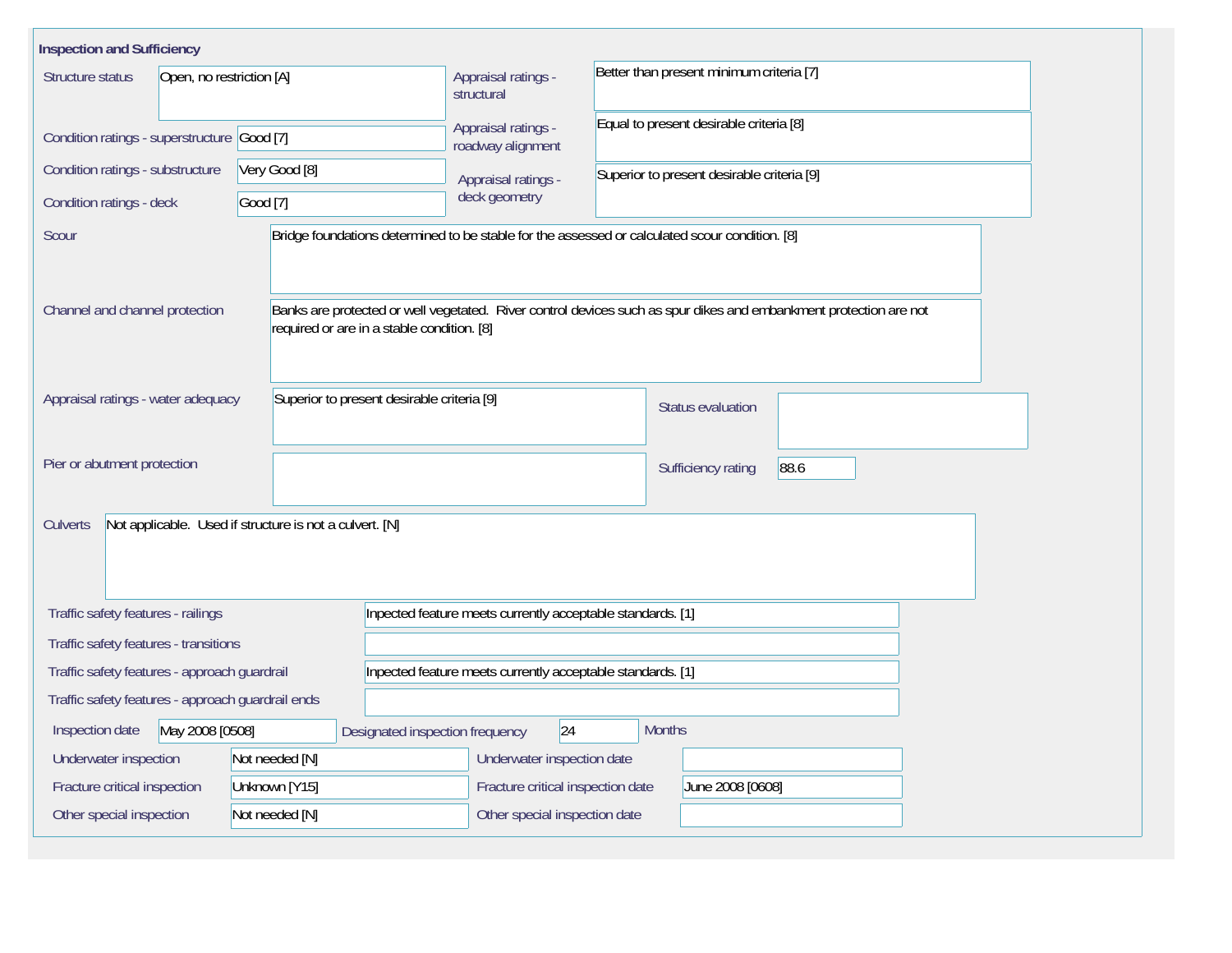## Inspection and Sufficiency

| | |
|---|---|
| Structure status | Open, no restriction [A] |
| Appraisal ratings - structural | Better than present minimum criteria [7] |
| Condition ratings - superstructure | Good [7] |
| Appraisal ratings - roadway alignment | Equal to present desirable criteria [8] |
| Condition ratings - substructure | Very Good [8] |
| Appraisal ratings - deck geometry | Superior to present desirable criteria [9] |
| Condition ratings - deck | Good [7] |
| Scour | Bridge foundations determined to be stable for the assessed or calculated scour condition. [8] |
| Channel and channel protection | Banks are protected or well vegetated.  River control devices such as spur dikes and embankment protection are not required or are in a stable condition. [8] |
| Appraisal ratings - water adequacy | Superior to present desirable criteria [9] |
| Status evaluation | |
| Pier or abutment protection | |
| Sufficiency rating | 88.6 |
| Culverts | Not applicable.  Used if structure is not a culvert. [N] |
| Traffic safety features - railings | Inpected feature meets currently acceptable standards. [1] |
| Traffic safety features - transitions | |
| Traffic safety features - approach guardrail | Inpected feature meets currently acceptable standards. [1] |
| Traffic safety features - approach guardrail ends | |
| Inspection date | May 2008 [0508] |
| Designated inspection frequency | 24 Months |
| Underwater inspection | Not needed [N] |
| Underwater inspection date | |
| Fracture critical inspection | Unknown [Y15] |
| Fracture critical inspection date | June 2008 [0608] |
| Other special inspection | Not needed [N] |
| Other special inspection date | |